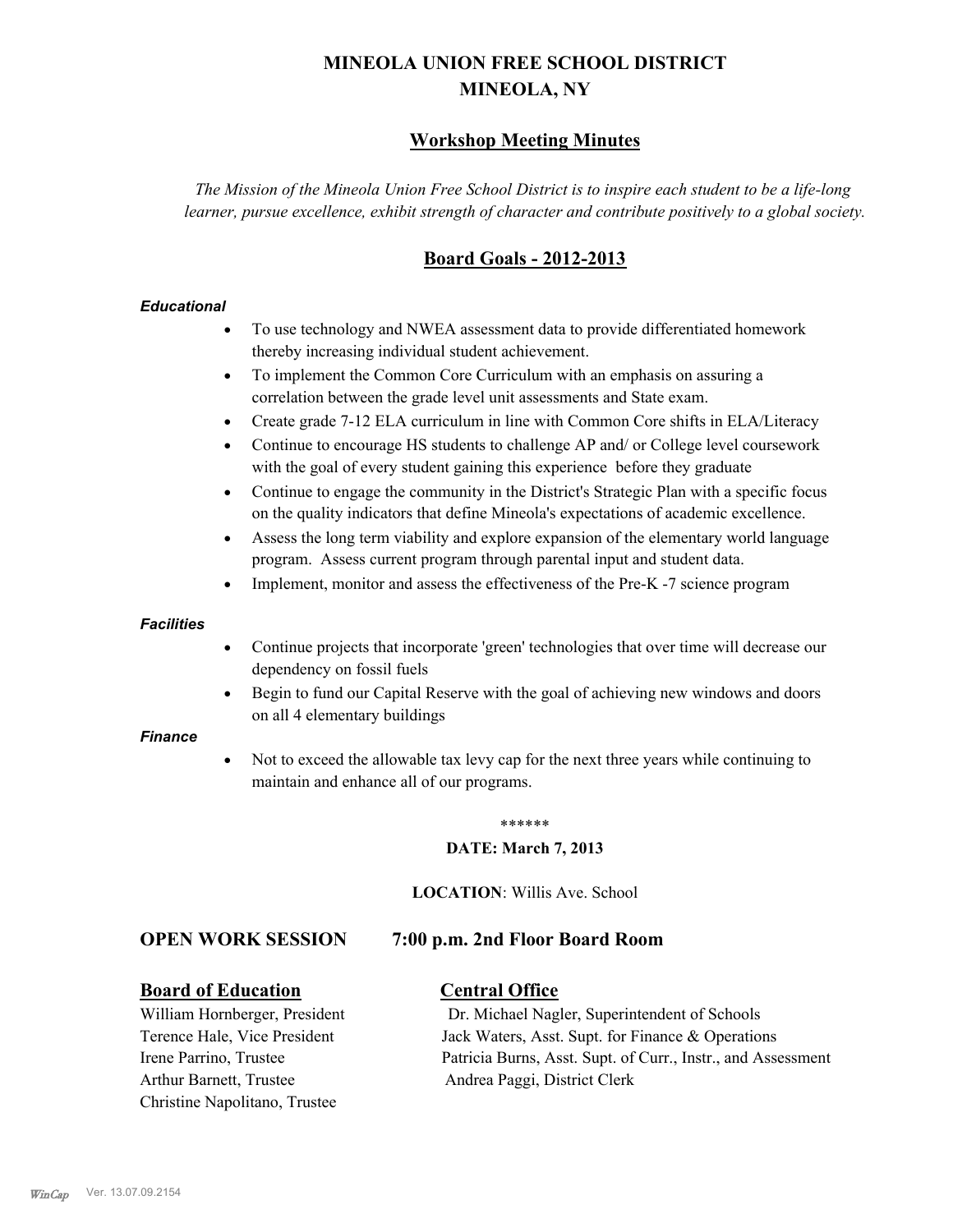# MINEOLA UNION FREE SCHOOL DISTRICT
# MINEOLA, NY

## Workshop Meeting Minutes

*The Mission of the Mineola Union Free School District is to inspire each student to be a life-long learner, pursue excellence, exhibit strength of character and contribute positively to a global society.*

## Board Goals - 2012-2013

***Educational***

- To use technology and NWEA assessment data to provide differentiated homework thereby increasing individual student achievement.
- To implement the Common Core Curriculum with an emphasis on assuring a correlation between the grade level unit assessments and State exam.
- Create grade 7-12 ELA curriculum in line with Common Core shifts in ELA/Literacy
- Continue to encourage HS students to challenge AP and/ or College level coursework with the goal of every student gaining this experience before they graduate
- Continue to engage the community in the District's Strategic Plan with a specific focus on the quality indicators that define Mineola's expectations of academic excellence.
- Assess the long term viability and explore expansion of the elementary world language program. Assess current program through parental input and student data.
- Implement, monitor and assess the effectiveness of the Pre-K -7 science program

***Facilities***

- Continue projects that incorporate 'green' technologies that over time will decrease our dependency on fossil fuels
- Begin to fund our Capital Reserve with the goal of achieving new windows and doors on all 4 elementary buildings

***Finance***

- Not to exceed the allowable tax levy cap for the next three years while continuing to maintain and enhance all of our programs.

******

**DATE: March 7, 2013**

**LOCATION**: Willis Ave. School

### OPEN WORK SESSION 7:00 p.m. 2nd Floor Board Room

**Board of Education**

William Hornberger, President
Terence Hale, Vice President
Irene Parrino, Trustee
Arthur Barnett, Trustee
Christine Napolitano, Trustee

**Central Office**

Dr. Michael Nagler, Superintendent of Schools
Jack Waters, Asst. Supt. for Finance & Operations
Patricia Burns, Asst. Supt. of Curr., Instr., and Assessment
Andrea Paggi, District Clerk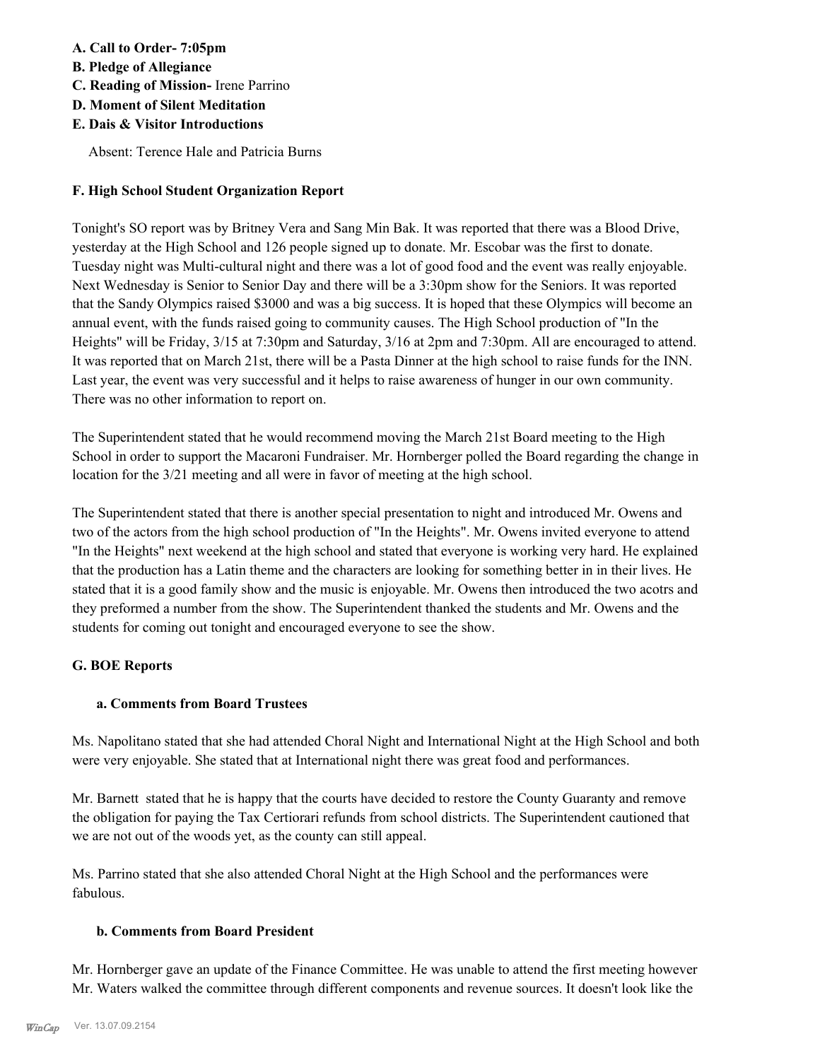**A. Call to Order- 7:05pm**
**B. Pledge of Allegiance**
**C. Reading of Mission-** Irene Parrino
**D. Moment of Silent Meditation**
**E. Dais & Visitor Introductions**

Absent: Terence Hale and Patricia Burns

**F. High School Student Organization Report**

Tonight's SO report was by Britney Vera and Sang Min Bak. It was reported that there was a Blood Drive, yesterday at the High School and 126 people signed up to donate. Mr. Escobar was the first to donate. Tuesday night was Multi-cultural night and there was a lot of good food and the event was really enjoyable. Next Wednesday is Senior to Senior Day and there will be a 3:30pm show for the Seniors. It was reported that the Sandy Olympics raised $3000 and was a big success. It is hoped that these Olympics will become an annual event, with the funds raised going to community causes. The High School production of "In the Heights" will be Friday, 3/15 at 7:30pm and Saturday, 3/16 at 2pm and 7:30pm. All are encouraged to attend. It was reported that on March 21st, there will be a Pasta Dinner at the high school to raise funds for the INN. Last year, the event was very successful and it helps to raise awareness of hunger in our own community. There was no other information to report on.

The Superintendent stated that he would recommend moving the March 21st Board meeting to the High School in order to support the Macaroni Fundraiser. Mr. Hornberger polled the Board regarding the change in location for the 3/21 meeting and all were in favor of meeting at the high school.

The Superintendent stated that there is another special presentation to night and introduced Mr. Owens and two of the actors from the high school production of "In the Heights". Mr. Owens invited everyone to attend "In the Heights" next weekend at the high school and stated that everyone is working very hard. He explained that the production has a Latin theme and the characters are looking for something better in in their lives. He stated that it is a good family show and the music is enjoyable. Mr. Owens then introduced the two acotrs and they preformed a number from the show. The Superintendent thanked the students and Mr. Owens and the students for coming out tonight and encouraged everyone to see the show.

**G. BOE Reports**

**a. Comments from Board Trustees**

Ms. Napolitano stated that she had attended Choral Night and International Night at the High School and both were very enjoyable. She stated that at International night there was great food and performances.

Mr. Barnett stated that he is happy that the courts have decided to restore the County Guaranty and remove the obligation for paying the Tax Certiorari refunds from school districts. The Superintendent cautioned that we are not out of the woods yet, as the county can still appeal.

Ms. Parrino stated that she also attended Choral Night at the High School and the performances were fabulous.

**b. Comments from Board President**

Mr. Hornberger gave an update of the Finance Committee. He was unable to attend the first meeting however Mr. Waters walked the committee through different components and revenue sources. It doesn't look like the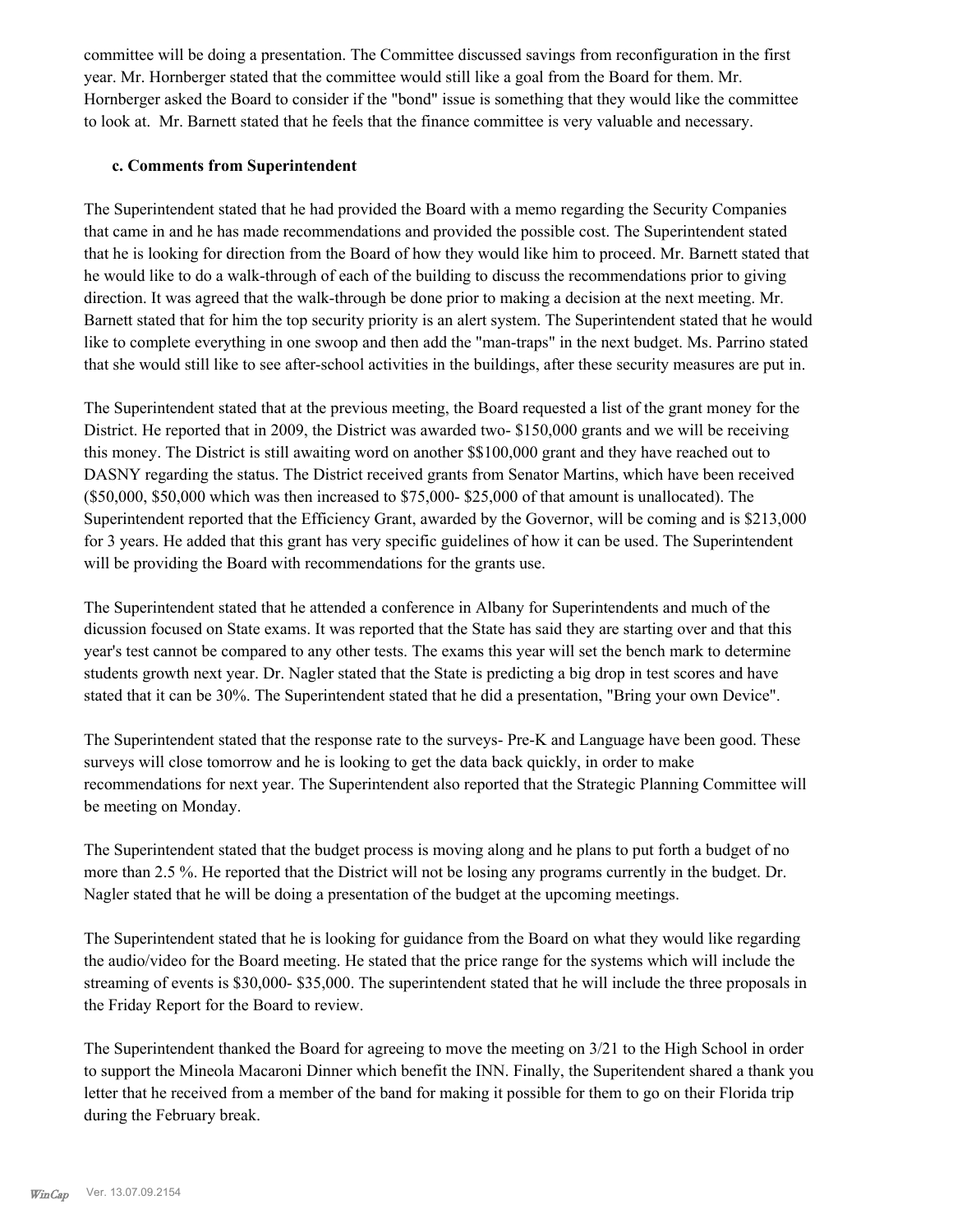committee will be doing a presentation. The Committee discussed savings from reconfiguration in the first year. Mr. Hornberger stated that the committee would still like a goal from the Board for them. Mr. Hornberger asked the Board to consider if the "bond" issue is something that they would like the committee to look at. Mr. Barnett stated that he feels that the finance committee is very valuable and necessary.

**c. Comments from Superintendent**

The Superintendent stated that he had provided the Board with a memo regarding the Security Companies that came in and he has made recommendations and provided the possible cost. The Superintendent stated that he is looking for direction from the Board of how they would like him to proceed. Mr. Barnett stated that he would like to do a walk-through of each of the building to discuss the recommendations prior to giving direction. It was agreed that the walk-through be done prior to making a decision at the next meeting. Mr. Barnett stated that for him the top security priority is an alert system. The Superintendent stated that he would like to complete everything in one swoop and then add the "man-traps" in the next budget. Ms. Parrino stated that she would still like to see after-school activities in the buildings, after these security measures are put in.

The Superintendent stated that at the previous meeting, the Board requested a list of the grant money for the District. He reported that in 2009, the District was awarded two- $150,000 grants and we will be receiving this money. The District is still awaiting word on another $$100,000 grant and they have reached out to DASNY regarding the status. The District received grants from Senator Martins, which have been received ($50,000, $50,000 which was then increased to $75,000- $25,000 of that amount is unallocated). The Superintendent reported that the Efficiency Grant, awarded by the Governor, will be coming and is $213,000 for 3 years. He added that this grant has very specific guidelines of how it can be used. The Superintendent will be providing the Board with recommendations for the grants use.

The Superintendent stated that he attended a conference in Albany for Superintendents and much of the dicussion focused on State exams. It was reported that the State has said they are starting over and that this year's test cannot be compared to any other tests. The exams this year will set the bench mark to determine students growth next year. Dr. Nagler stated that the State is predicting a big drop in test scores and have stated that it can be 30%. The Superintendent stated that he did a presentation, "Bring your own Device".

The Superintendent stated that the response rate to the surveys- Pre-K and Language have been good. These surveys will close tomorrow and he is looking to get the data back quickly, in order to make recommendations for next year. The Superintendent also reported that the Strategic Planning Committee will be meeting on Monday.

The Superintendent stated that the budget process is moving along and he plans to put forth a budget of no more than 2.5 %. He reported that the District will not be losing any programs currently in the budget. Dr. Nagler stated that he will be doing a presentation of the budget at the upcoming meetings.

The Superintendent stated that he is looking for guidance from the Board on what they would like regarding the audio/video for the Board meeting. He stated that the price range for the systems which will include the streaming of events is $30,000- $35,000. The superintendent stated that he will include the three proposals in the Friday Report for the Board to review.

The Superintendent thanked the Board for agreeing to move the meeting on 3/21 to the High School in order to support the Mineola Macaroni Dinner which benefit the INN. Finally, the Superitendent shared a thank you letter that he received from a member of the band for making it possible for them to go on their Florida trip during the February break.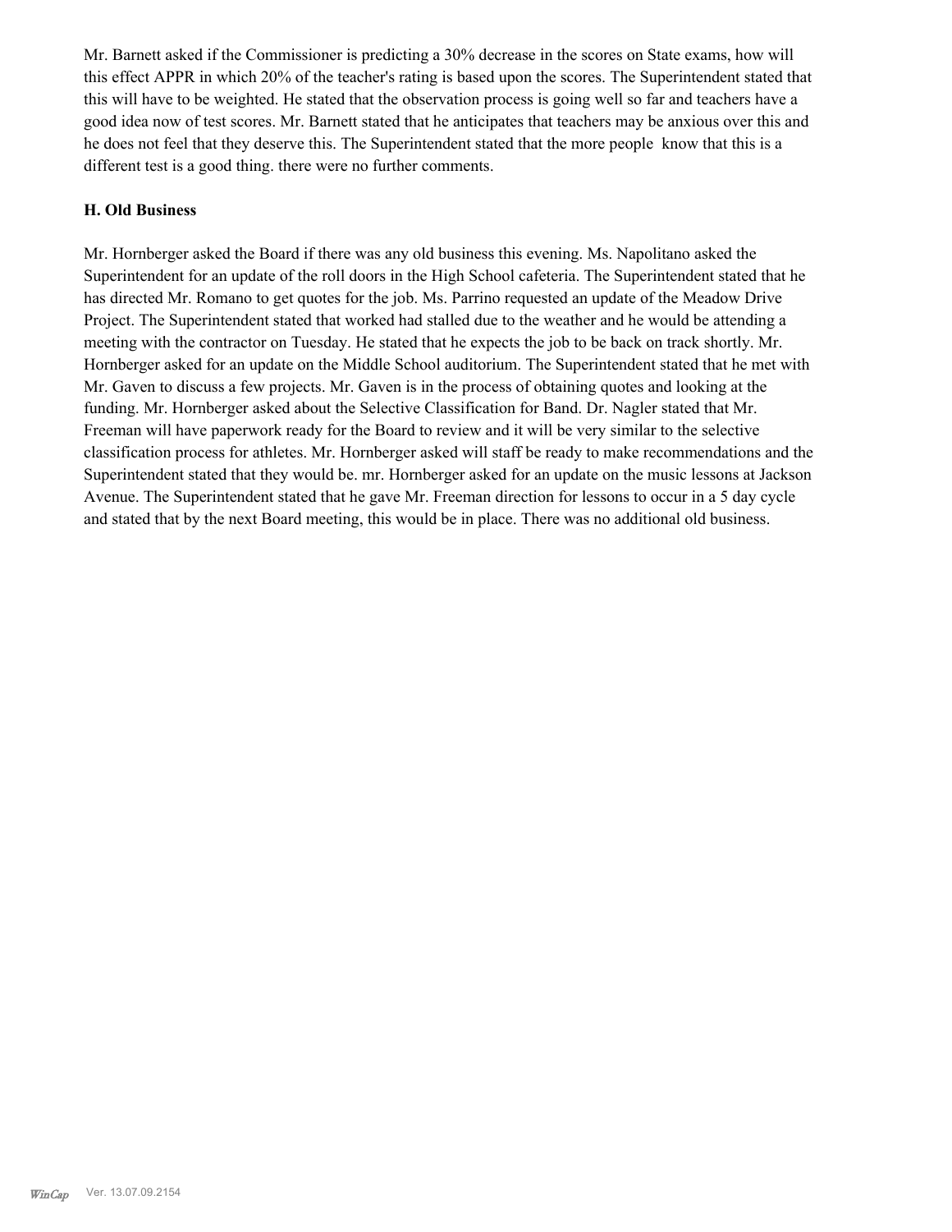Mr. Barnett asked if the Commissioner is predicting a 30% decrease in the scores on State exams, how will this effect APPR in which 20% of the teacher's rating is based upon the scores. The Superintendent stated that this will have to be weighted. He stated that the observation process is going well so far and teachers have a good idea now of test scores. Mr. Barnett stated that he anticipates that teachers may be anxious over this and he does not feel that they deserve this. The Superintendent stated that the more people know that this is a different test is a good thing. there were no further comments.

**H. Old Business**

Mr. Hornberger asked the Board if there was any old business this evening. Ms. Napolitano asked the Superintendent for an update of the roll doors in the High School cafeteria. The Superintendent stated that he has directed Mr. Romano to get quotes for the job. Ms. Parrino requested an update of the Meadow Drive Project. The Superintendent stated that worked had stalled due to the weather and he would be attending a meeting with the contractor on Tuesday. He stated that he expects the job to be back on track shortly. Mr. Hornberger asked for an update on the Middle School auditorium. The Superintendent stated that he met with Mr. Gaven to discuss a few projects. Mr. Gaven is in the process of obtaining quotes and looking at the funding. Mr. Hornberger asked about the Selective Classification for Band. Dr. Nagler stated that Mr. Freeman will have paperwork ready for the Board to review and it will be very similar to the selective classification process for athletes. Mr. Hornberger asked will staff be ready to make recommendations and the Superintendent stated that they would be. mr. Hornberger asked for an update on the music lessons at Jackson Avenue. The Superintendent stated that he gave Mr. Freeman direction for lessons to occur in a 5 day cycle and stated that by the next Board meeting, this would be in place. There was no additional old business.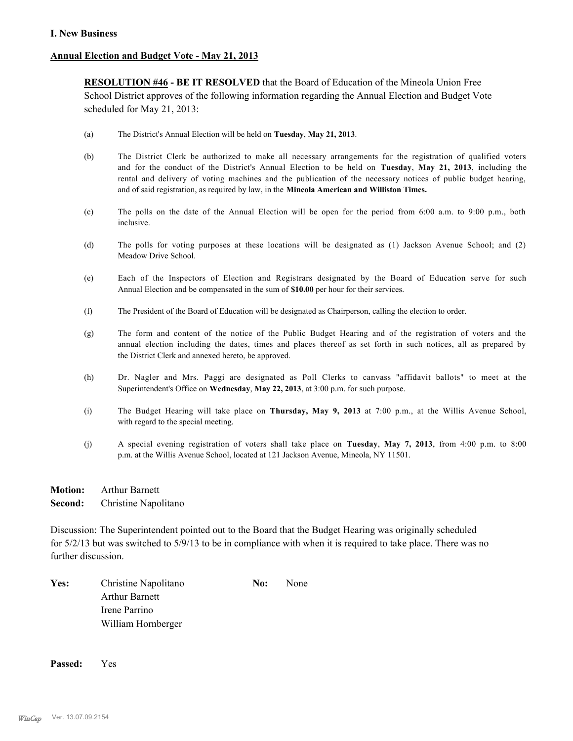## I. New Business

**Annual Election and Budget Vote - May 21, 2013**

**RESOLUTION #46 - BE IT RESOLVED** that the Board of Education of the Mineola Union Free School District approves of the following information regarding the Annual Election and Budget Vote scheduled for May 21, 2013:

(a) The District's Annual Election will be held on **Tuesday**, **May 21, 2013**.

(b) The District Clerk be authorized to make all necessary arrangements for the registration of qualified voters and for the conduct of the District's Annual Election to be held on **Tuesday**, **May 21, 2013**, including the rental and delivery of voting machines and the publication of the necessary notices of public budget hearing, and of said registration, as required by law, in the **Mineola American and Williston Times.**

(c) The polls on the date of the Annual Election will be open for the period from 6:00 a.m. to 9:00 p.m., both inclusive.

(d) The polls for voting purposes at these locations will be designated as (1) Jackson Avenue School; and (2) Meadow Drive School.

(e) Each of the Inspectors of Election and Registrars designated by the Board of Education serve for such Annual Election and be compensated in the sum of **$10.00** per hour for their services.

(f) The President of the Board of Education will be designated as Chairperson, calling the election to order.

(g) The form and content of the notice of the Public Budget Hearing and of the registration of voters and the annual election including the dates, times and places thereof as set forth in such notices, all as prepared by the District Clerk and annexed hereto, be approved.

(h) Dr. Nagler and Mrs. Paggi are designated as Poll Clerks to canvass "affidavit ballots" to meet at the Superintendent's Office on **Wednesday**, **May 22, 2013**, at 3:00 p.m. for such purpose.

(i) The Budget Hearing will take place on **Thursday, May 9, 2013** at 7:00 p.m., at the Willis Avenue School, with regard to the special meeting.

(j) A special evening registration of voters shall take place on **Tuesday**, **May 7, 2013**, from 4:00 p.m. to 8:00 p.m. at the Willis Avenue School, located at 121 Jackson Avenue, Mineola, NY 11501.

**Motion:** Arthur Barnett
**Second:** Christine Napolitano

Discussion: The Superintendent pointed out to the Board that the Budget Hearing was originally scheduled for 5/2/13 but was switched to 5/9/13 to be in compliance with when it is required to take place. There was no further discussion.

**Yes:** Christine Napolitano, Arthur Barnett, Irene Parrino, William Hornberger
**No:** None

**Passed:** Yes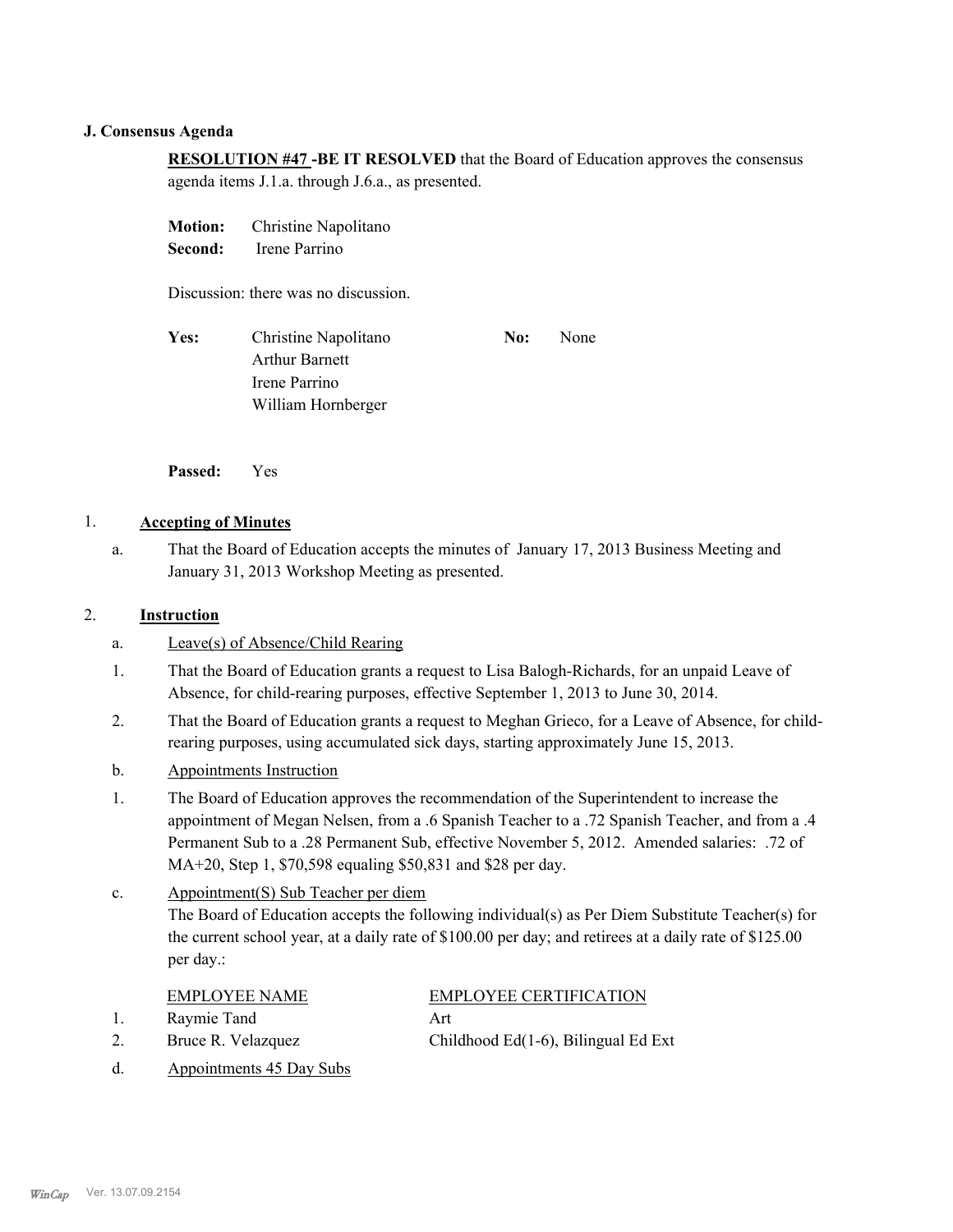### J. Consensus Agenda

**RESOLUTION #47 -BE IT RESOLVED** that the Board of Education approves the consensus agenda items J.1.a. through J.6.a., as presented.

**Motion:** Christine Napolitano
**Second:** Irene Parrino

Discussion: there was no discussion.

| **Yes:** | | **No:** | |
|---|---|---|---|
| | Christine Napolitano | | None |
| | Arthur Barnett | | |
| | Irene Parrino | | |
| | William Hornberger | | |

**Passed:** Yes

1. **Accepting of Minutes**

   a. That the Board of Education accepts the minutes of January 17, 2013 Business Meeting and January 31, 2013 Workshop Meeting as presented.

2. **Instruction**

   a. Leave(s) of Absence/Child Rearing

   1. That the Board of Education grants a request to Lisa Balogh-Richards, for an unpaid Leave of Absence, for child-rearing purposes, effective September 1, 2013 to June 30, 2014.
   2. That the Board of Education grants a request to Meghan Grieco, for a Leave of Absence, for child-rearing purposes, using accumulated sick days, starting approximately June 15, 2013.

   b. Appointments Instruction

   1. The Board of Education approves the recommendation of the Superintendent to increase the appointment of Megan Nelsen, from a .6 Spanish Teacher to a .72 Spanish Teacher, and from a .4 Permanent Sub to a .28 Permanent Sub, effective November 5, 2012. Amended salaries: .72 of MA+20, Step 1, $70,598 equaling $50,831 and $28 per day.

   c. Appointment(S) Sub Teacher per diem
   The Board of Education accepts the following individual(s) as Per Diem Substitute Teacher(s) for the current school year, at a daily rate of $100.00 per day; and retirees at a daily rate of $125.00 per day.:

   | | EMPLOYEE NAME | EMPLOYEE CERTIFICATION |
   |---|---|---|
   | 1. | Raymie Tand | Art |
   | 2. | Bruce R. Velazquez | Childhood Ed(1-6), Bilingual Ed Ext |

   d. Appointments 45 Day Subs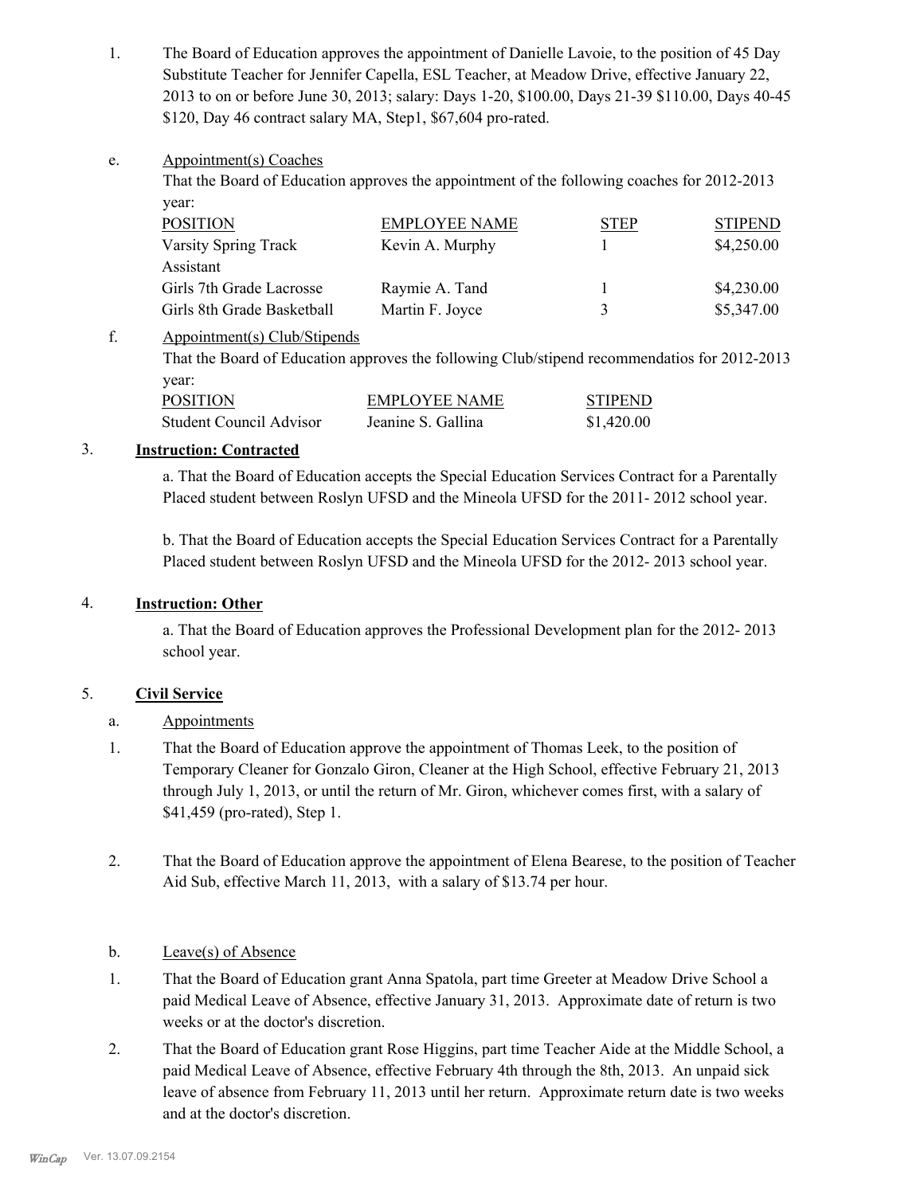1. The Board of Education approves the appointment of Danielle Lavoie, to the position of 45 Day Substitute Teacher for Jennifer Capella, ESL Teacher, at Meadow Drive, effective January 22, 2013 to on or before June 30, 2013; salary: Days 1-20, $100.00, Days 21-39 $110.00, Days 40-45 $120, Day 46 contract salary MA, Step1, $67,604 pro-rated.

e. Appointment(s) Coaches

That the Board of Education approves the appointment of the following coaches for 2012-2013 year:

| POSITION | EMPLOYEE NAME | STEP | STIPEND |
|---|---|---|---|
| Varsity Spring Track Assistant | Kevin A. Murphy | 1 | $4,250.00 |
| Girls 7th Grade Lacrosse | Raymie A. Tand | 1 | $4,230.00 |
| Girls 8th Grade Basketball | Martin F. Joyce | 3 | $5,347.00 |

f. Appointment(s) Club/Stipends

That the Board of Education approves the following Club/stipend recommendatios for 2012-2013 year:

| POSITION | EMPLOYEE NAME | STIPEND |
|---|---|---|
| Student Council Advisor | Jeanine S. Gallina | $1,420.00 |

3. **Instruction: Contracted**

a. That the Board of Education accepts the Special Education Services Contract for a Parentally Placed student between Roslyn UFSD and the Mineola UFSD for the 2011- 2012 school year.

b. That the Board of Education accepts the Special Education Services Contract for a Parentally Placed student between Roslyn UFSD and the Mineola UFSD for the 2012- 2013 school year.

4. **Instruction: Other**

a. That the Board of Education approves the Professional Development plan for the 2012- 2013 school year.

5. **Civil Service**

a. Appointments

1. That the Board of Education approve the appointment of Thomas Leek, to the position of Temporary Cleaner for Gonzalo Giron, Cleaner at the High School, effective February 21, 2013 through July 1, 2013, or until the return of Mr. Giron, whichever comes first, with a salary of $41,459 (pro-rated), Step 1.

2. That the Board of Education approve the appointment of Elena Bearese, to the position of Teacher Aid Sub, effective March 11, 2013, with a salary of $13.74 per hour.

b. Leave(s) of Absence

1. That the Board of Education grant Anna Spatola, part time Greeter at Meadow Drive School a paid Medical Leave of Absence, effective January 31, 2013. Approximate date of return is two weeks or at the doctor's discretion.

2. That the Board of Education grant Rose Higgins, part time Teacher Aide at the Middle School, a paid Medical Leave of Absence, effective February 4th through the 8th, 2013. An unpaid sick leave of absence from February 11, 2013 until her return. Approximate return date is two weeks and at the doctor's discretion.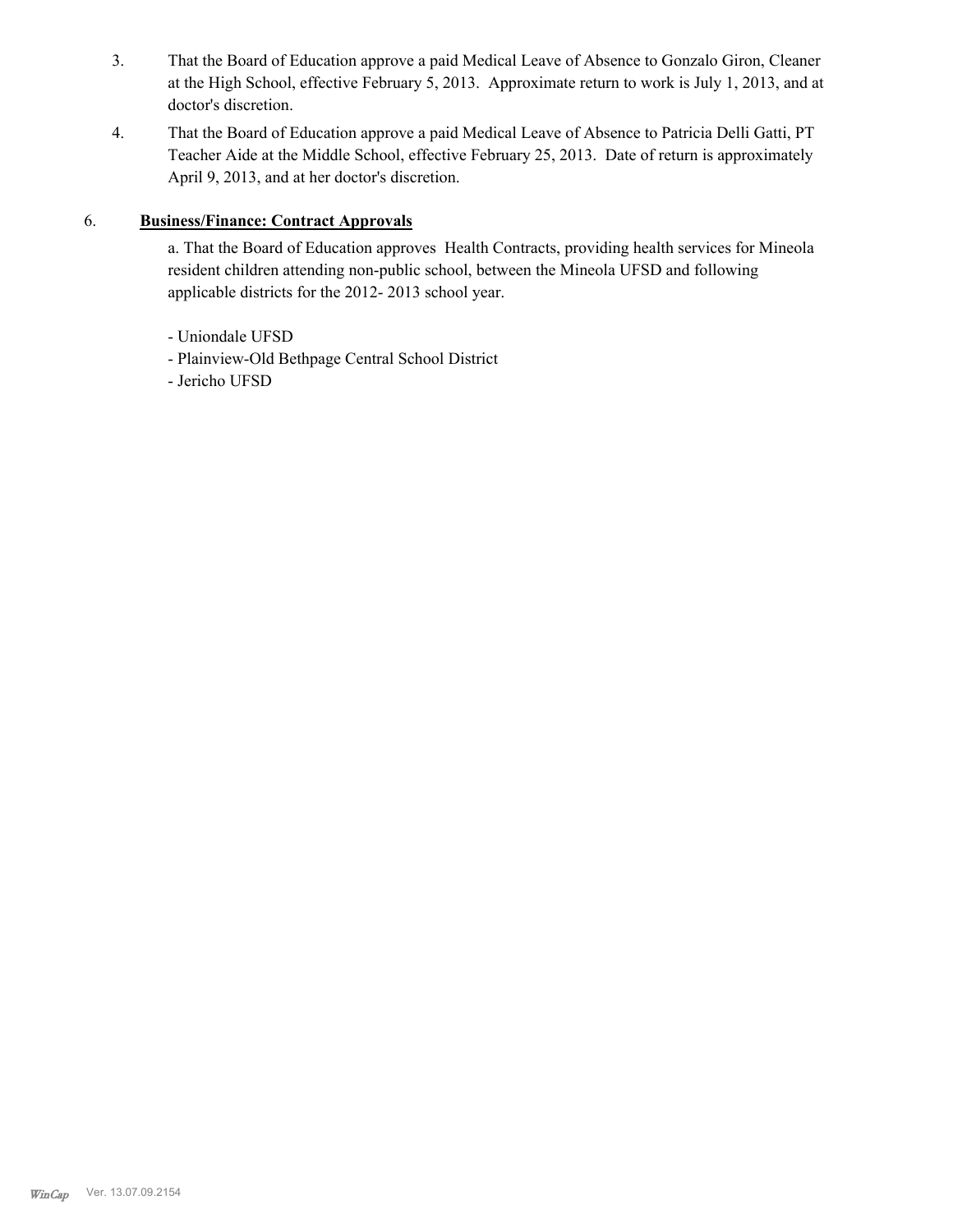3. That the Board of Education approve a paid Medical Leave of Absence to Gonzalo Giron, Cleaner at the High School, effective February 5, 2013. Approximate return to work is July 1, 2013, and at doctor's discretion.

4. That the Board of Education approve a paid Medical Leave of Absence to Patricia Delli Gatti, PT Teacher Aide at the Middle School, effective February 25, 2013. Date of return is approximately April 9, 2013, and at her doctor's discretion.

6. **Business/Finance: Contract Approvals**

a. That the Board of Education approves Health Contracts, providing health services for Mineola resident children attending non-public school, between the Mineola UFSD and following applicable districts for the 2012- 2013 school year.

- Uniondale UFSD
- Plainview-Old Bethpage Central School District
- Jericho UFSD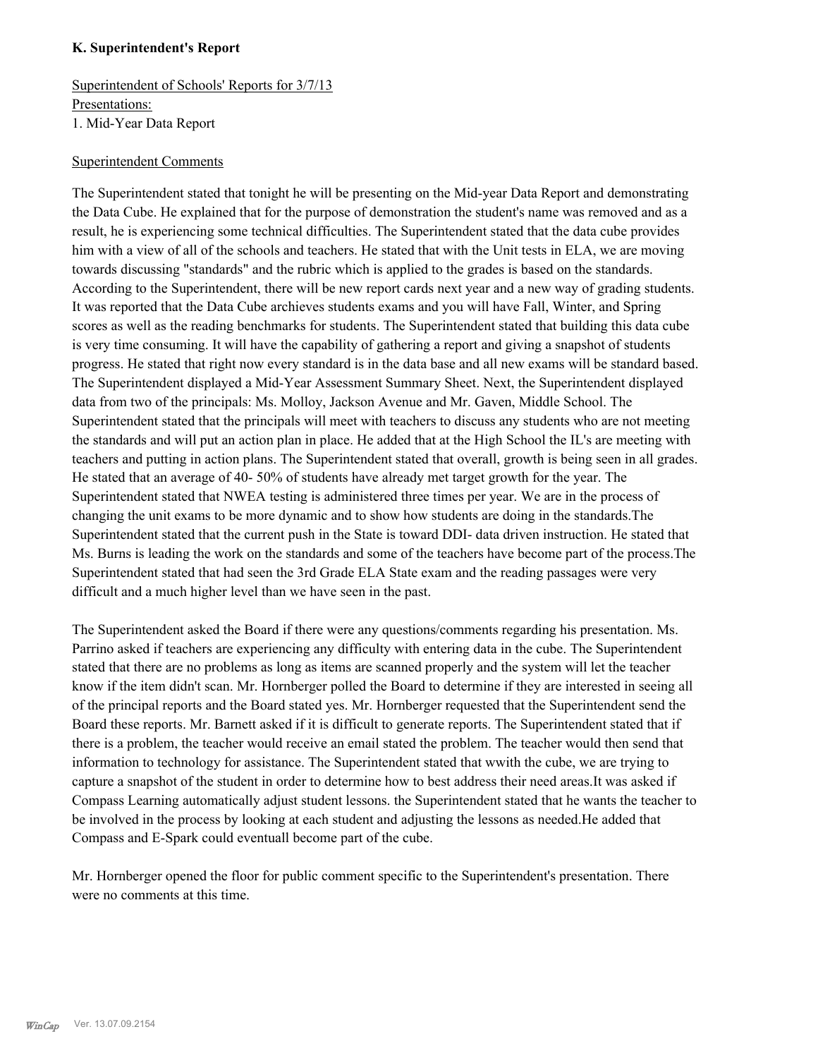### K. Superintendent's Report

Superintendent of Schools' Reports for 3/7/13
Presentations:
1. Mid-Year Data Report

Superintendent Comments

The Superintendent stated that tonight he will be presenting on the Mid-year Data Report and demonstrating the Data Cube. He explained that for the purpose of demonstration the student's name was removed and as a result, he is experiencing some technical difficulties. The Superintendent stated that the data cube provides him with a view of all of the schools and teachers. He stated that with the Unit tests in ELA, we are moving towards discussing "standards" and the rubric which is applied to the grades is based on the standards. According to the Superintendent, there will be new report cards next year and a new way of grading students. It was reported that the Data Cube archieves students exams and you will have Fall, Winter, and Spring scores as well as the reading benchmarks for students. The Superintendent stated that building this data cube is very time consuming. It will have the capability of gathering a report and giving a snapshot of students progress. He stated that right now every standard is in the data base and all new exams will be standard based. The Superintendent displayed a Mid-Year Assessment Summary Sheet. Next, the Superintendent displayed data from two of the principals: Ms. Molloy, Jackson Avenue and Mr. Gaven, Middle School. The Superintendent stated that the principals will meet with teachers to discuss any students who are not meeting the standards and will put an action plan in place. He added that at the High School the IL's are meeting with teachers and putting in action plans. The Superintendent stated that overall, growth is being seen in all grades. He stated that an average of 40- 50% of students have already met target growth for the year. The Superintendent stated that NWEA testing is administered three times per year. We are in the process of changing the unit exams to be more dynamic and to show how students are doing in the standards.The Superintendent stated that the current push in the State is toward DDI- data driven instruction. He stated that Ms. Burns is leading the work on the standards and some of the teachers have become part of the process.The Superintendent stated that had seen the 3rd Grade ELA State exam and the reading passages were very difficult and a much higher level than we have seen in the past.

The Superintendent asked the Board if there were any questions/comments regarding his presentation. Ms. Parrino asked if teachers are experiencing any difficulty with entering data in the cube. The Superintendent stated that there are no problems as long as items are scanned properly and the system will let the teacher know if the item didn't scan. Mr. Hornberger polled the Board to determine if they are interested in seeing all of the principal reports and the Board stated yes. Mr. Hornberger requested that the Superintendent send the Board these reports. Mr. Barnett asked if it is difficult to generate reports. The Superintendent stated that if there is a problem, the teacher would receive an email stated the problem. The teacher would then send that information to technology for assistance. The Superintendent stated that wwith the cube, we are trying to capture a snapshot of the student in order to determine how to best address their need areas.It was asked if Compass Learning automatically adjust student lessons. the Superintendent stated that he wants the teacher to be involved in the process by looking at each student and adjusting the lessons as needed.He added that Compass and E-Spark could eventuall become part of the cube.

Mr. Hornberger opened the floor for public comment specific to the Superintendent's presentation. There were no comments at this time.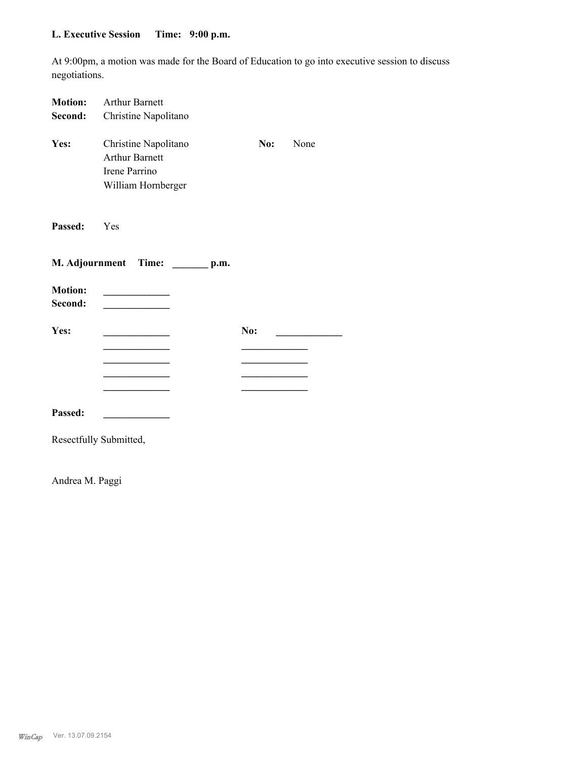**L. Executive Session Time: 9:00 p.m.**

At 9:00pm, a motion was made for the Board of Education to go into executive session to discuss negotiations.

**Motion:** Arthur Barnett
**Second:** Christine Napolitano

**Yes:** Christine Napolitano
Arthur Barnett
Irene Parrino
William Hornberger

**No:** None

**Passed:** Yes

**M. Adjournment Time: _______ p.m.**

**Motion:** _____________
**Second:** _____________

**Yes:** _____________
_____________
_____________
_____________
_____________

**No:** _____________
_____________
_____________
_____________
_____________

**Passed:** _____________

Resectfully Submitted,

Andrea M. Paggi